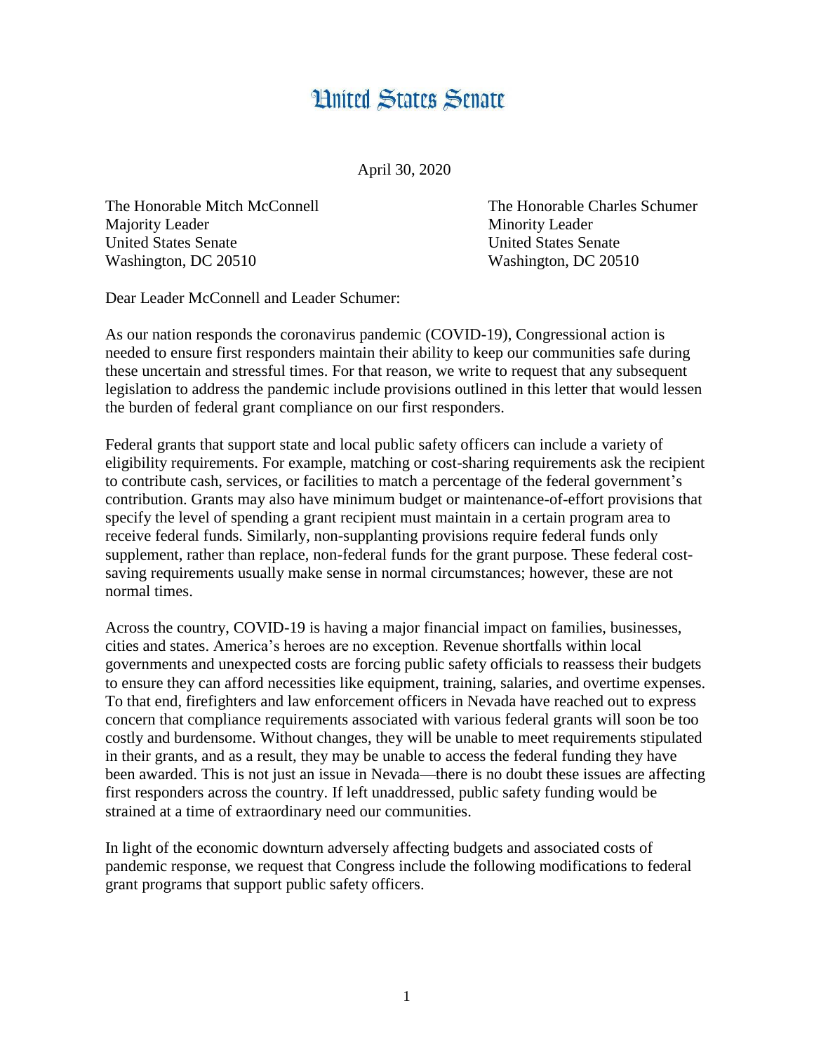# United States Senate

April 30, 2020

The Honorable Mitch McConnell
Majority Leader
United States Senate
Washington, DC 20510

The Honorable Charles Schumer
Minority Leader
United States Senate
Washington, DC 20510

Dear Leader McConnell and Leader Schumer:

As our nation responds the coronavirus pandemic (COVID-19), Congressional action is needed to ensure first responders maintain their ability to keep our communities safe during these uncertain and stressful times. For that reason, we write to request that any subsequent legislation to address the pandemic include provisions outlined in this letter that would lessen the burden of federal grant compliance on our first responders.

Federal grants that support state and local public safety officers can include a variety of eligibility requirements. For example, matching or cost-sharing requirements ask the recipient to contribute cash, services, or facilities to match a percentage of the federal government's contribution. Grants may also have minimum budget or maintenance-of-effort provisions that specify the level of spending a grant recipient must maintain in a certain program area to receive federal funds. Similarly, non-supplanting provisions require federal funds only supplement, rather than replace, non-federal funds for the grant purpose. These federal cost-saving requirements usually make sense in normal circumstances; however, these are not normal times.

Across the country, COVID-19 is having a major financial impact on families, businesses, cities and states. America's heroes are no exception. Revenue shortfalls within local governments and unexpected costs are forcing public safety officials to reassess their budgets to ensure they can afford necessities like equipment, training, salaries, and overtime expenses. To that end, firefighters and law enforcement officers in Nevada have reached out to express concern that compliance requirements associated with various federal grants will soon be too costly and burdensome. Without changes, they will be unable to meet requirements stipulated in their grants, and as a result, they may be unable to access the federal funding they have been awarded. This is not just an issue in Nevada—there is no doubt these issues are affecting first responders across the country. If left unaddressed, public safety funding would be strained at a time of extraordinary need our communities.

In light of the economic downturn adversely affecting budgets and associated costs of pandemic response, we request that Congress include the following modifications to federal grant programs that support public safety officers.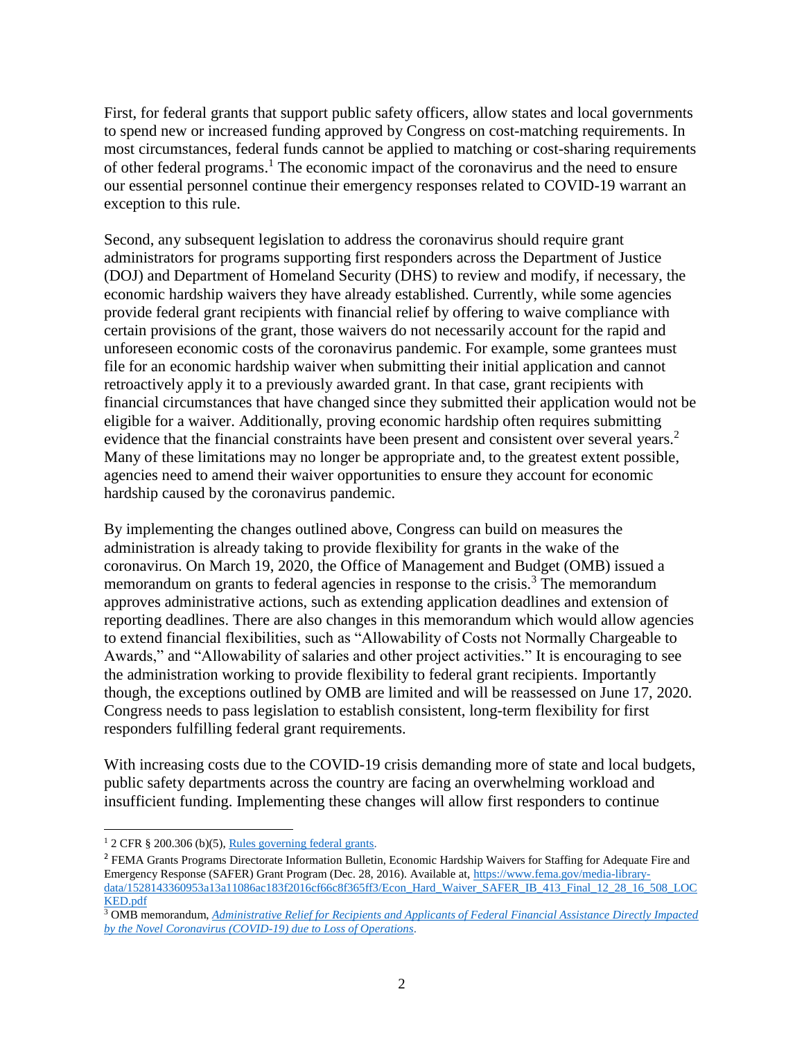First, for federal grants that support public safety officers, allow states and local governments to spend new or increased funding approved by Congress on cost-matching requirements. In most circumstances, federal funds cannot be applied to matching or cost-sharing requirements of other federal programs.[1] The economic impact of the coronavirus and the need to ensure our essential personnel continue their emergency responses related to COVID-19 warrant an exception to this rule.

Second, any subsequent legislation to address the coronavirus should require grant administrators for programs supporting first responders across the Department of Justice (DOJ) and Department of Homeland Security (DHS) to review and modify, if necessary, the economic hardship waivers they have already established. Currently, while some agencies provide federal grant recipients with financial relief by offering to waive compliance with certain provisions of the grant, those waivers do not necessarily account for the rapid and unforeseen economic costs of the coronavirus pandemic. For example, some grantees must file for an economic hardship waiver when submitting their initial application and cannot retroactively apply it to a previously awarded grant. In that case, grant recipients with financial circumstances that have changed since they submitted their application would not be eligible for a waiver. Additionally, proving economic hardship often requires submitting evidence that the financial constraints have been present and consistent over several years.[2] Many of these limitations may no longer be appropriate and, to the greatest extent possible, agencies need to amend their waiver opportunities to ensure they account for economic hardship caused by the coronavirus pandemic.

By implementing the changes outlined above, Congress can build on measures the administration is already taking to provide flexibility for grants in the wake of the coronavirus. On March 19, 2020, the Office of Management and Budget (OMB) issued a memorandum on grants to federal agencies in response to the crisis.[3] The memorandum approves administrative actions, such as extending application deadlines and extension of reporting deadlines. There are also changes in this memorandum which would allow agencies to extend financial flexibilities, such as "Allowability of Costs not Normally Chargeable to Awards," and "Allowability of salaries and other project activities." It is encouraging to see the administration working to provide flexibility to federal grant recipients. Importantly though, the exceptions outlined by OMB are limited and will be reassessed on June 17, 2020. Congress needs to pass legislation to establish consistent, long-term flexibility for first responders fulfilling federal grant requirements.

With increasing costs due to the COVID-19 crisis demanding more of state and local budgets, public safety departments across the country are facing an overwhelming workload and insufficient funding. Implementing these changes will allow first responders to continue

---

[1] 2 CFR § 200.306 (b)(5), Rules governing federal grants.

[2] FEMA Grants Programs Directorate Information Bulletin, Economic Hardship Waivers for Staffing for Adequate Fire and Emergency Response (SAFER) Grant Program (Dec. 28, 2016). Available at, https://www.fema.gov/media-library-data/1528143360953a13a11086ac183f2016cf66c8f365ff3/Econ_Hard_Waiver_SAFER_IB_413_Final_12_28_16_508_LOCKED.pdf

[3] OMB memorandum, *Administrative Relief for Recipients and Applicants of Federal Financial Assistance Directly Impacted by the Novel Coronavirus (COVID-19) due to Loss of Operations*.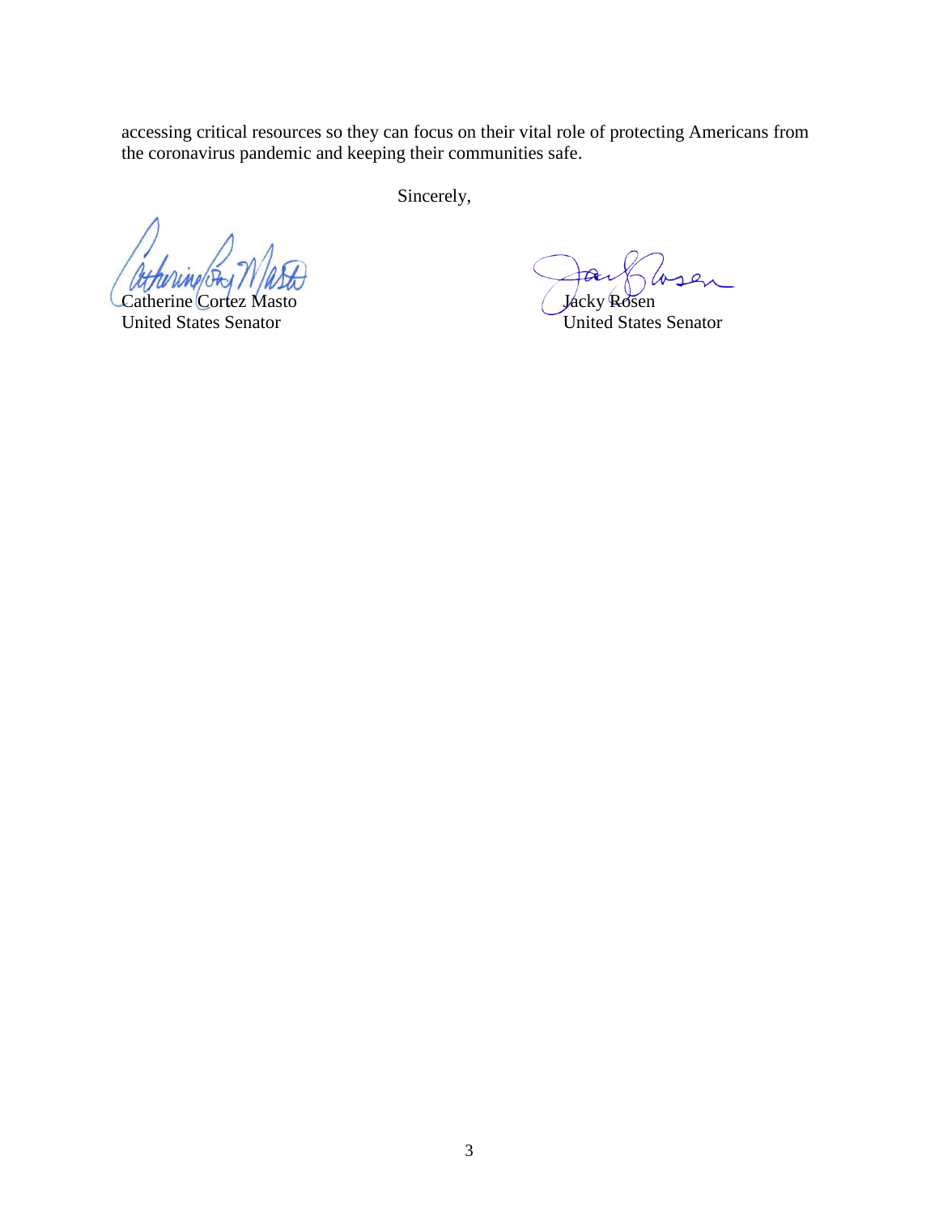accessing critical resources so they can focus on their vital role of protecting Americans from the coronavirus pandemic and keeping their communities safe.

Sincerely,

Catherine Cortez Masto
United States Senator

Jacky Rosen
United States Senator